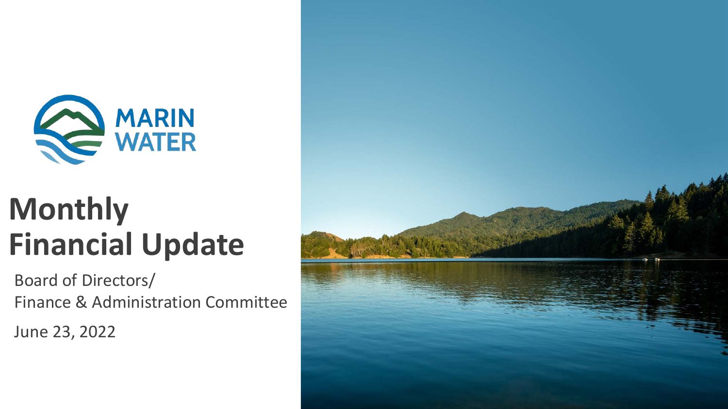MARIN WATER

# Monthly Financial Update

Board of Directors/
Finance & Administration Committee

June 23, 2022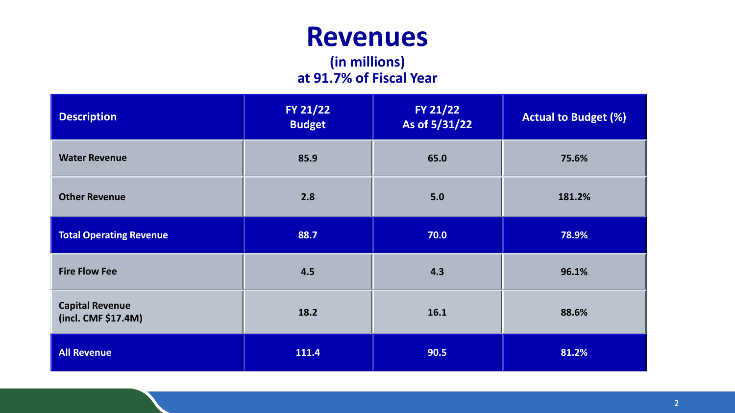# Revenues

**(in millions)**
**at 91.7% of Fiscal Year**

| Description | FY 21/22 Budget | FY 21/22 As of 5/31/22 | Actual to Budget (%) |
|---|---|---|---|
| Water Revenue | 85.9 | 65.0 | 75.6% |
| Other Revenue | 2.8 | 5.0 | 181.2% |
| **Total Operating Revenue** | **88.7** | **70.0** | **78.9%** |
| Fire Flow Fee | 4.5 | 4.3 | 96.1% |
| Capital Revenue (incl. CMF $17.4M) | 18.2 | 16.1 | 88.6% |
| **All Revenue** | **111.4** | **90.5** | **81.2%** |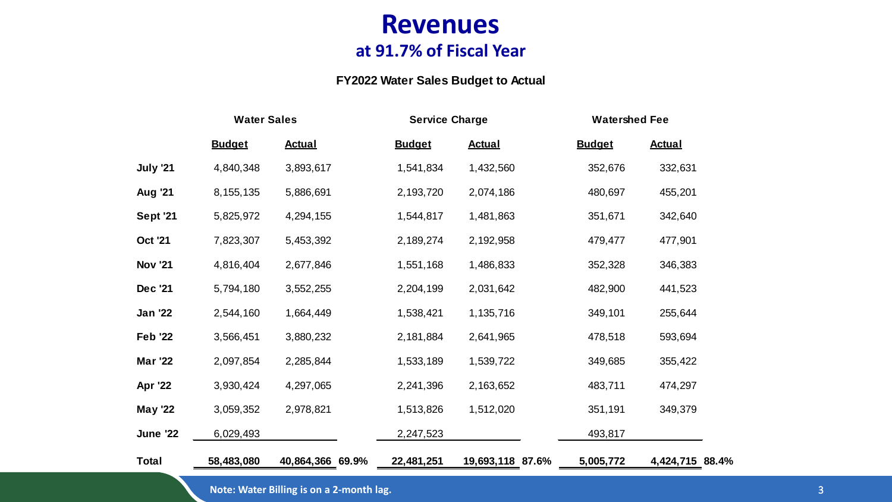# Revenues

## at 91.7% of Fiscal Year

**FY2022 Water Sales Budget to Actual**

| | Water Sales | | | Service Charge | | | Watershed Fee | | |
|---|---|---|---|---|---|---|---|---|---|
| | **Budget** | **Actual** | | **Budget** | **Actual** | | **Budget** | **Actual** | |
| **July '21** | 4,840,348 | 3,893,617 | | 1,541,834 | 1,432,560 | | 352,676 | 332,631 | |
| **Aug '21** | 8,155,135 | 5,886,691 | | 2,193,720 | 2,074,186 | | 480,697 | 455,201 | |
| **Sept '21** | 5,825,972 | 4,294,155 | | 1,544,817 | 1,481,863 | | 351,671 | 342,640 | |
| **Oct '21** | 7,823,307 | 5,453,392 | | 2,189,274 | 2,192,958 | | 479,477 | 477,901 | |
| **Nov '21** | 4,816,404 | 2,677,846 | | 1,551,168 | 1,486,833 | | 352,328 | 346,383 | |
| **Dec '21** | 5,794,180 | 3,552,255 | | 2,204,199 | 2,031,642 | | 482,900 | 441,523 | |
| **Jan '22** | 2,544,160 | 1,664,449 | | 1,538,421 | 1,135,716 | | 349,101 | 255,644 | |
| **Feb '22** | 3,566,451 | 3,880,232 | | 2,181,884 | 2,641,965 | | 478,518 | 593,694 | |
| **Mar '22** | 2,097,854 | 2,285,844 | | 1,533,189 | 1,539,722 | | 349,685 | 355,422 | |
| **Apr '22** | 3,930,424 | 4,297,065 | | 2,241,396 | 2,163,652 | | 483,711 | 474,297 | |
| **May '22** | 3,059,352 | 2,978,821 | | 1,513,826 | 1,512,020 | | 351,191 | 349,379 | |
| **June '22** | 6,029,493 | | | 2,247,523 | | | 493,817 | | |
| **Total** | **58,483,080** | **40,864,366** | **69.9%** | **22,481,251** | **19,693,118** | **87.6%** | **5,005,772** | **4,424,715** | **88.4%** |

**Note: Water Billing is on a 2-month lag.**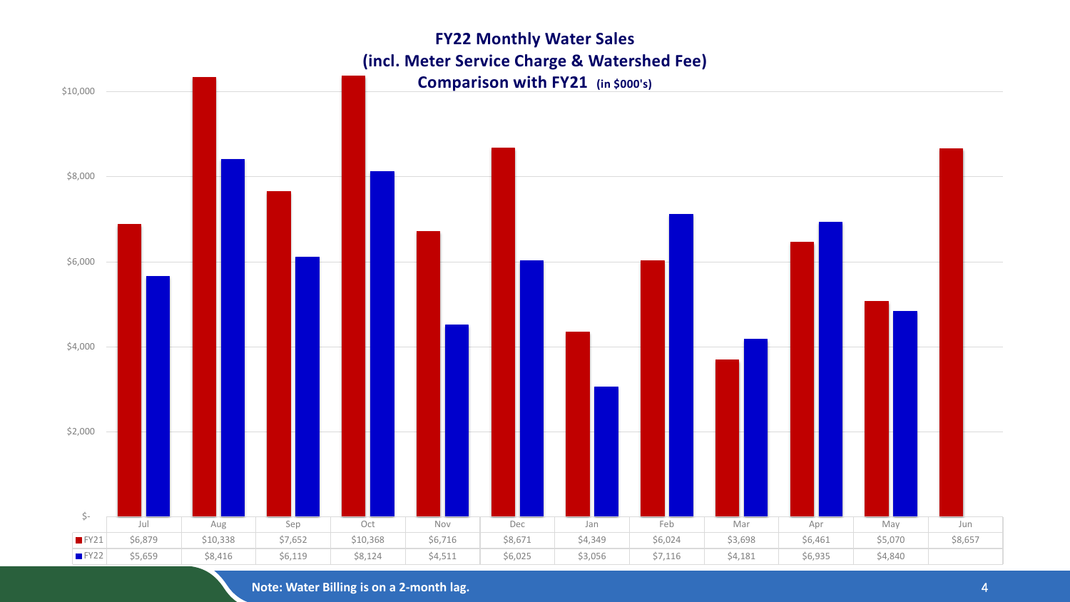## FY22 Monthly Water Sales
## (incl. Meter Service Charge & Watershed Fee)
## Comparison with FY21 (in $000's)

|  | Jul | Aug | Sep | Oct | Nov | Dec | Jan | Feb | Mar | Apr | May | Jun |
|---|---|---|---|---|---|---|---|---|---|---|---|---|
| FY21 | $6,879 | $10,338 | $7,652 | $10,368 | $6,716 | $8,671 | $4,349 | $6,024 | $3,698 | $6,461 | $5,070 | $8,657 |
| FY22 | $5,659 | $8,416 | $6,119 | $8,124 | $4,511 | $6,025 | $3,056 | $7,116 | $4,181 | $6,935 | $4,840 |  |

**Note: Water Billing is on a 2-month lag.**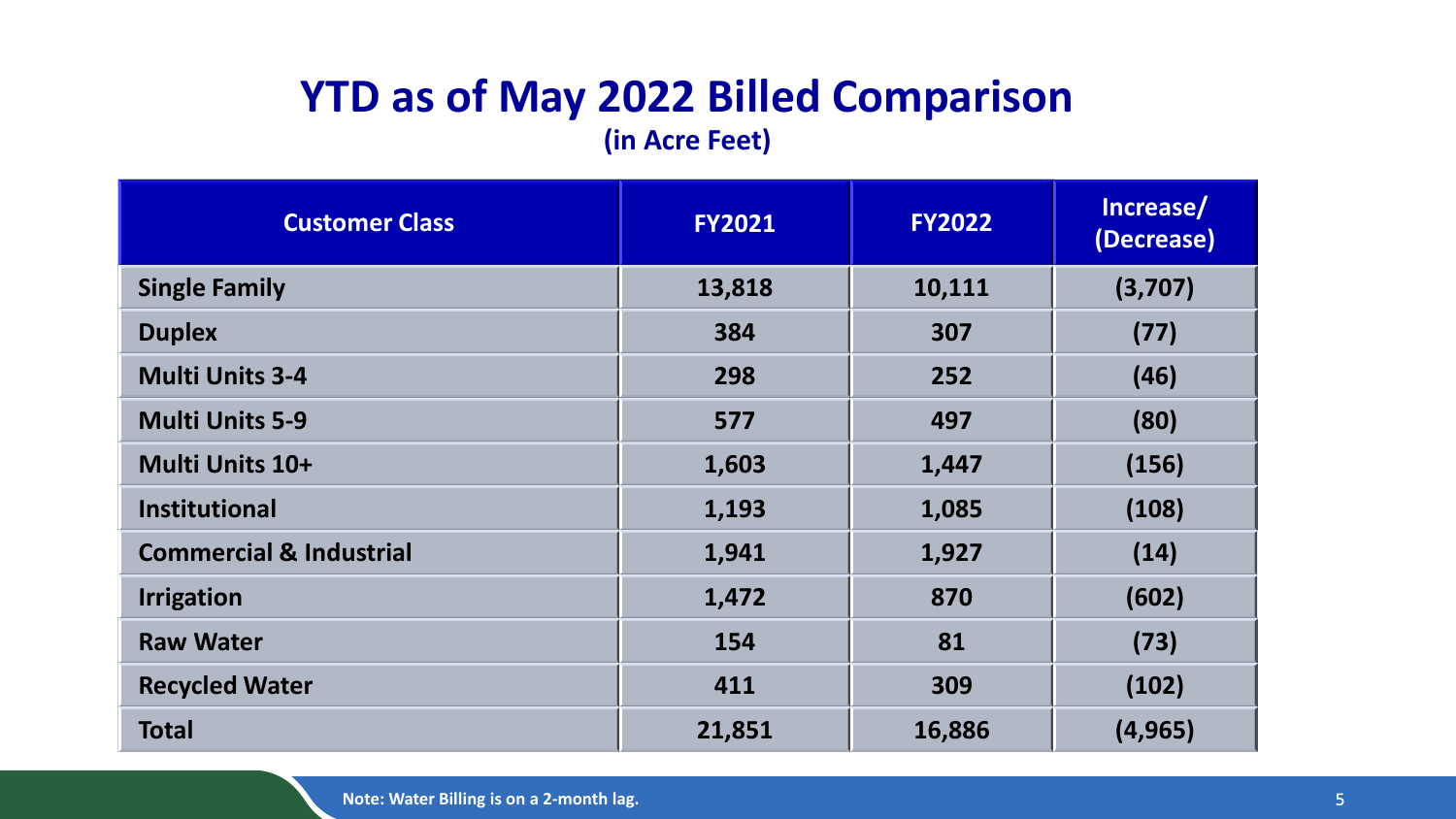# YTD as of May 2022 Billed Comparison

**(in Acre Feet)**

| Customer Class | FY2021 | FY2022 | Increase/ (Decrease) |
|---|---|---|---|
| Single Family | 13,818 | 10,111 | (3,707) |
| Duplex | 384 | 307 | (77) |
| Multi Units 3-4 | 298 | 252 | (46) |
| Multi Units 5-9 | 577 | 497 | (80) |
| Multi Units 10+ | 1,603 | 1,447 | (156) |
| Institutional | 1,193 | 1,085 | (108) |
| Commercial & Industrial | 1,941 | 1,927 | (14) |
| Irrigation | 1,472 | 870 | (602) |
| Raw Water | 154 | 81 | (73) |
| Recycled Water | 411 | 309 | (102) |
| Total | 21,851 | 16,886 | (4,965) |

Note: Water Billing is on a 2-month lag.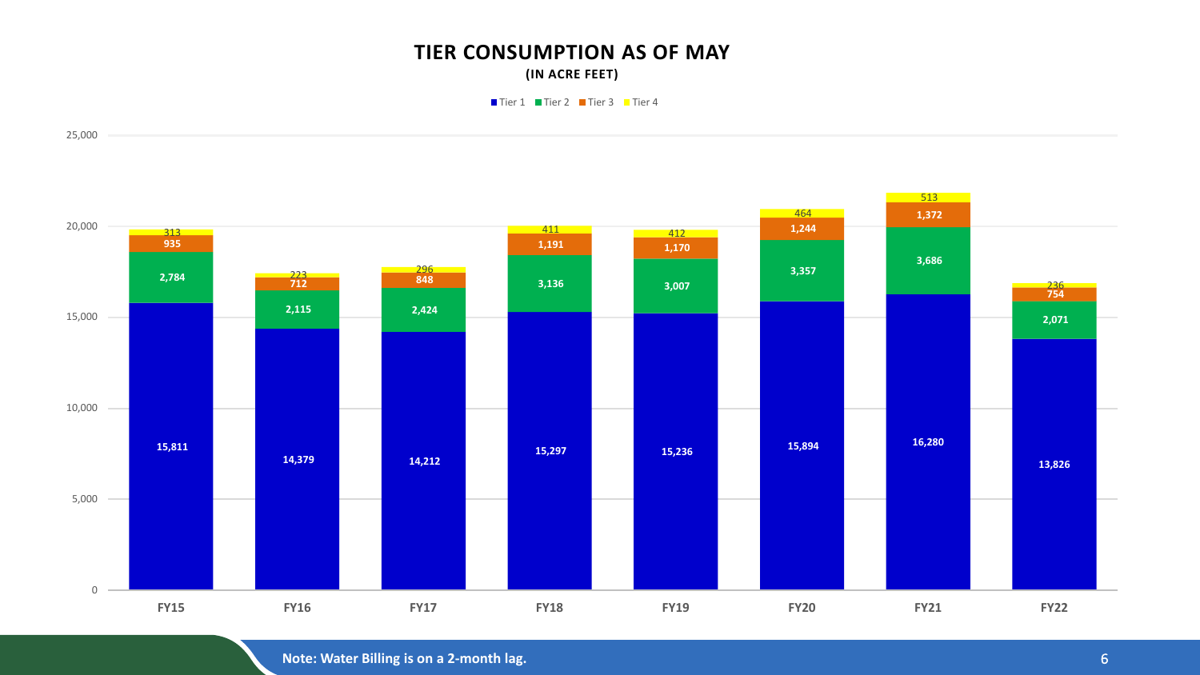# TIER CONSUMPTION AS OF MAY

**(IN ACRE FEET)**

| | Tier 1 | Tier 2 | Tier 3 | Tier 4 |
|---|---|---|---|---|
| FY15 | 15,811 | 2,784 | 935 | 313 |
| FY16 | 14,379 | 2,115 | 712 | 223 |
| FY17 | 14,212 | 2,424 | 848 | 296 |
| FY18 | 15,297 | 3,136 | 1,191 | 411 |
| FY19 | 15,236 | 3,007 | 1,170 | 412 |
| FY20 | 15,894 | 3,357 | 1,244 | 464 |
| FY21 | 16,280 | 3,686 | 1,372 | 513 |
| FY22 | 13,826 | 2,071 | 754 | 236 |

**Note: Water Billing is on a 2-month lag.**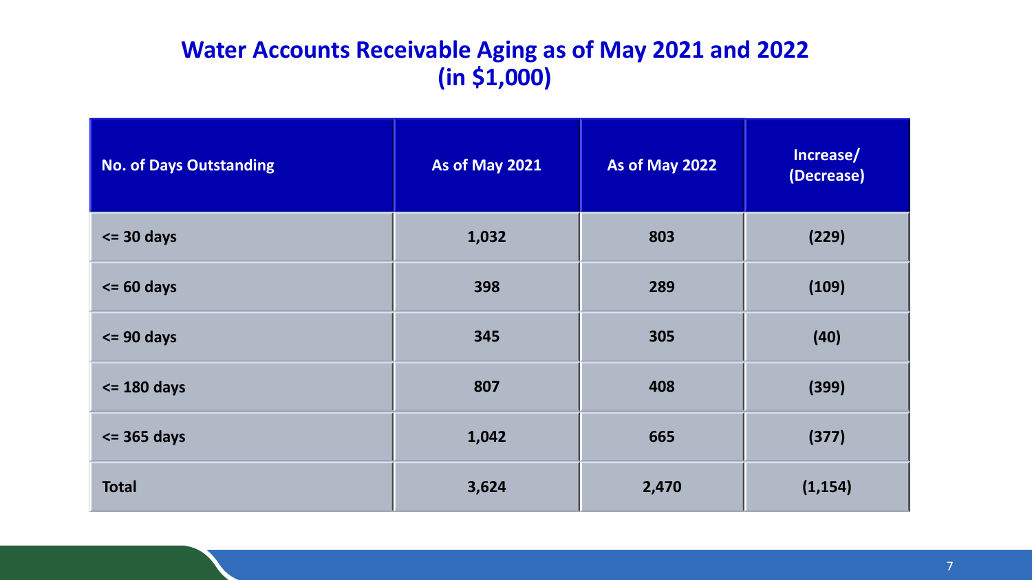## Water Accounts Receivable Aging as of May 2021 and 2022 (in $1,000)

| No. of Days Outstanding | As of May 2021 | As of May 2022 | Increase/ (Decrease) |
|---|---|---|---|
| <= 30 days | 1,032 | 803 | (229) |
| <= 60 days | 398 | 289 | (109) |
| <= 90 days | 345 | 305 | (40) |
| <= 180 days | 807 | 408 | (399) |
| <= 365 days | 1,042 | 665 | (377) |
| **Total** | **3,624** | **2,470** | **(1,154)** |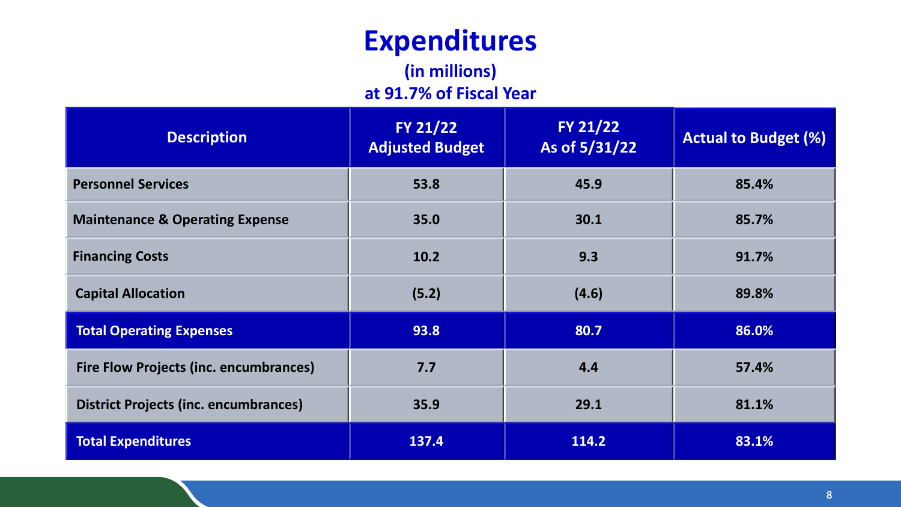# Expenditures

**(in millions)**

**at 91.7% of Fiscal Year**

| Description | FY 21/22 Adjusted Budget | FY 21/22 As of 5/31/22 | Actual to Budget (%) |
|---|---|---|---|
| Personnel Services | 53.8 | 45.9 | 85.4% |
| Maintenance & Operating Expense | 35.0 | 30.1 | 85.7% |
| Financing Costs | 10.2 | 9.3 | 91.7% |
| Capital Allocation | (5.2) | (4.6) | 89.8% |
| **Total Operating Expenses** | **93.8** | **80.7** | **86.0%** |
| Fire Flow Projects (inc. encumbrances) | 7.7 | 4.4 | 57.4% |
| District Projects (inc. encumbrances) | 35.9 | 29.1 | 81.1% |
| **Total Expenditures** | **137.4** | **114.2** | **83.1%** |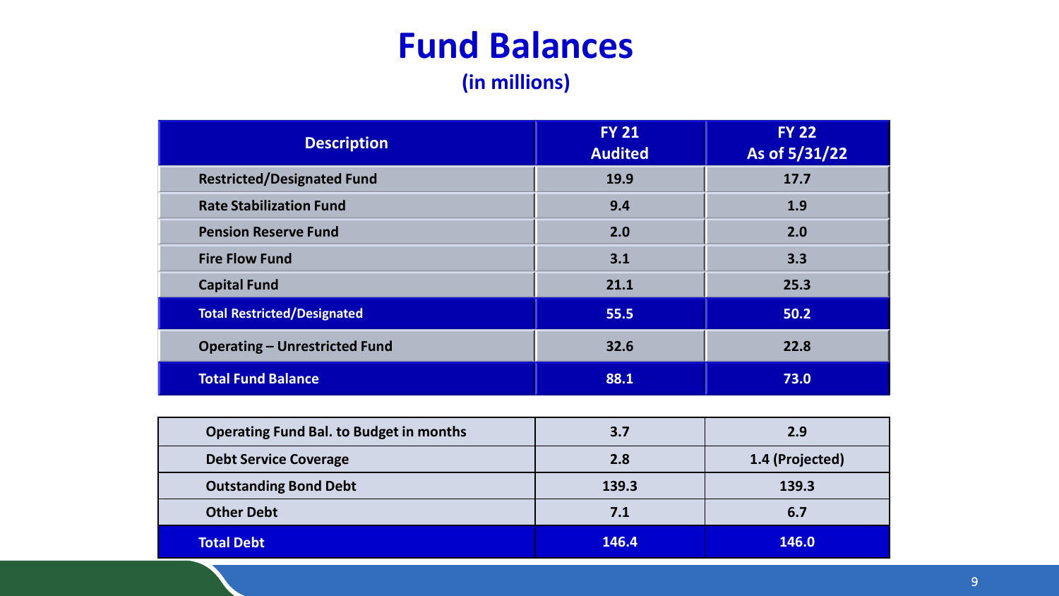# Fund Balances

### (in millions)

| Description | FY 21 Audited | FY 22 As of 5/31/22 |
|---|---|---|
| Restricted/Designated Fund | 19.9 | 17.7 |
| Rate Stabilization Fund | 9.4 | 1.9 |
| Pension Reserve Fund | 2.0 | 2.0 |
| Fire Flow Fund | 3.1 | 3.3 |
| Capital Fund | 21.1 | 25.3 |
| **Total Restricted/Designated** | **55.5** | **50.2** |
| Operating – Unrestricted Fund | 32.6 | 22.8 |
| **Total Fund Balance** | **88.1** | **73.0** |

| | | |
|---|---|---|
| Operating Fund Bal. to Budget in months | 3.7 | 2.9 |
| Debt Service Coverage | 2.8 | 1.4 (Projected) |
| Outstanding Bond Debt | 139.3 | 139.3 |
| Other Debt | 7.1 | 6.7 |
| **Total Debt** | **146.4** | **146.0** |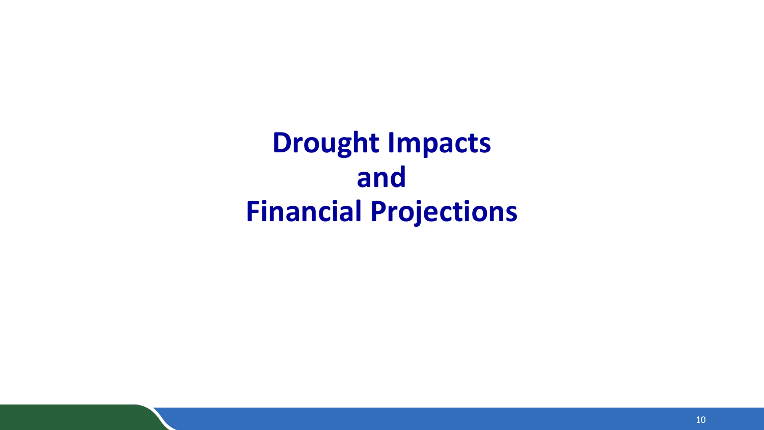# Drought Impacts and Financial Projections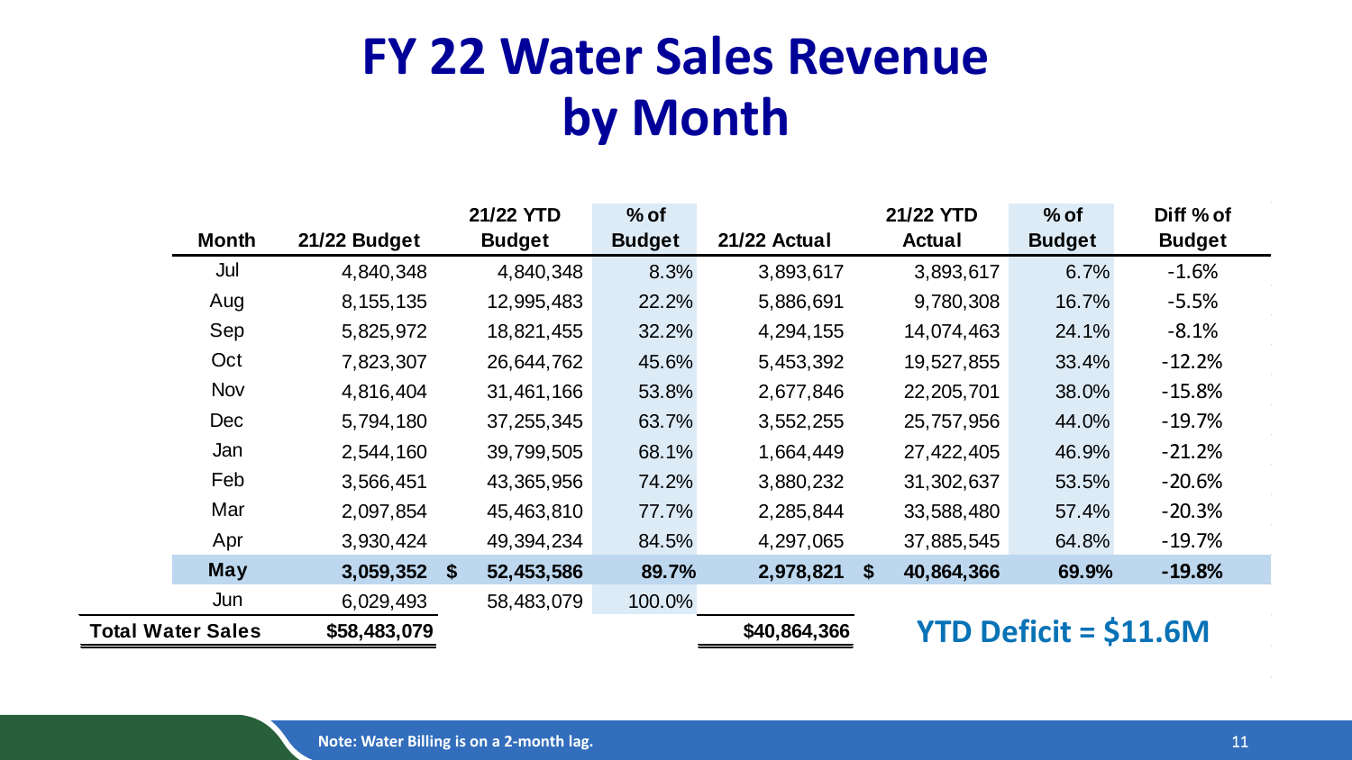# FY 22 Water Sales Revenue by Month

| Month | 21/22 Budget | 21/22 YTD Budget | % of Budget | 21/22 Actual | 21/22 YTD Actual | % of Budget | Diff % of Budget |
|---|---|---|---|---|---|---|---|
| Jul | 4,840,348 | 4,840,348 | 8.3% | 3,893,617 | 3,893,617 | 6.7% | -1.6% |
| Aug | 8,155,135 | 12,995,483 | 22.2% | 5,886,691 | 9,780,308 | 16.7% | -5.5% |
| Sep | 5,825,972 | 18,821,455 | 32.2% | 4,294,155 | 14,074,463 | 24.1% | -8.1% |
| Oct | 7,823,307 | 26,644,762 | 45.6% | 5,453,392 | 19,527,855 | 33.4% | -12.2% |
| Nov | 4,816,404 | 31,461,166 | 53.8% | 2,677,846 | 22,205,701 | 38.0% | -15.8% |
| Dec | 5,794,180 | 37,255,345 | 63.7% | 3,552,255 | 25,757,956 | 44.0% | -19.7% |
| Jan | 2,544,160 | 39,799,505 | 68.1% | 1,664,449 | 27,422,405 | 46.9% | -21.2% |
| Feb | 3,566,451 | 43,365,956 | 74.2% | 3,880,232 | 31,302,637 | 53.5% | -20.6% |
| Mar | 2,097,854 | 45,463,810 | 77.7% | 2,285,844 | 33,588,480 | 57.4% | -20.3% |
| Apr | 3,930,424 | 49,394,234 | 84.5% | 4,297,065 | 37,885,545 | 64.8% | -19.7% |
| **May** | **3,059,352** | **$ 52,453,586** | **89.7%** | **2,978,821** | **$ 40,864,366** | **69.9%** | **-19.8%** |
| Jun | 6,029,493 | 58,483,079 | 100.0% | | | | |
| **Total Water Sales** | **$58,483,079** | | | **$40,864,366** | | | |

**YTD Deficit = $11.6M**

**Note: Water Billing is on a 2-month lag.**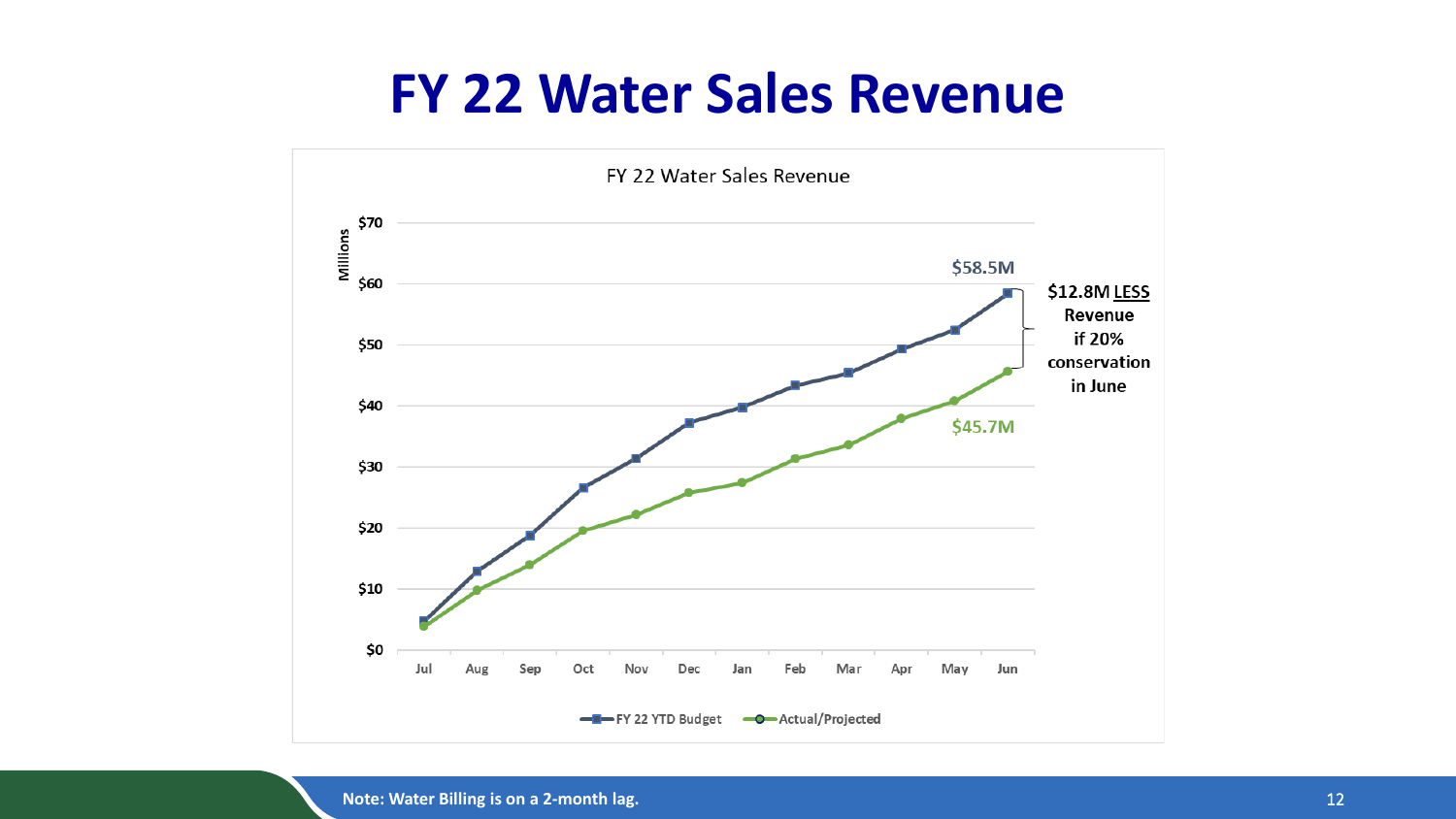# FY 22 Water Sales Revenue

FY 22 Water Sales Revenue

$58.5M

$12.8M LESS Revenue if 20% conservation in June

$45.7M

FY 22 YTD Budget — Actual/Projected

Note: Water Billing is on a 2-month lag.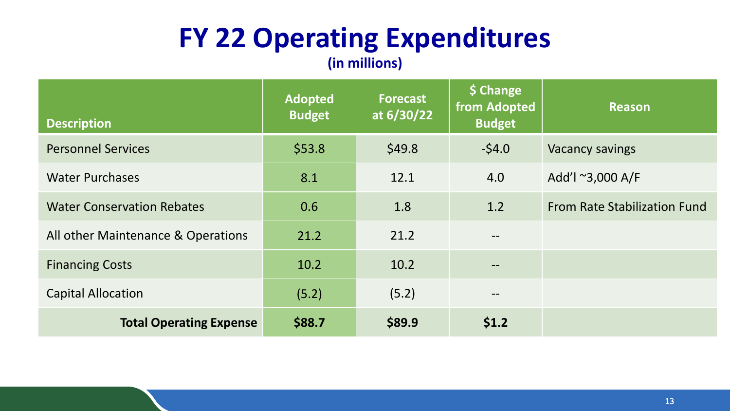# FY 22 Operating Expenditures

**(in millions)**

| Description | Adopted Budget | Forecast at 6/30/22 | $ Change from Adopted Budget | Reason |
|---|---|---|---|---|
| Personnel Services | $53.8 | $49.8 | -$4.0 | Vacancy savings |
| Water Purchases | 8.1 | 12.1 | 4.0 | Add'l ~3,000 A/F |
| Water Conservation Rebates | 0.6 | 1.8 | 1.2 | From Rate Stabilization Fund |
| All other Maintenance & Operations | 21.2 | 21.2 | -- | |
| Financing Costs | 10.2 | 10.2 | -- | |
| Capital Allocation | (5.2) | (5.2) | -- | |
| **Total Operating Expense** | **$88.7** | **$89.9** | **$1.2** | |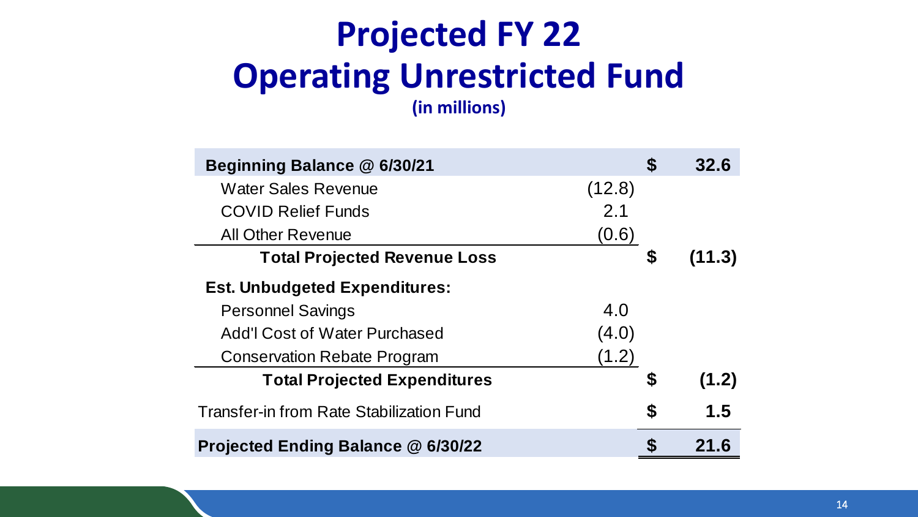# Projected FY 22
# Operating Unrestricted Fund

**(in millions)**

| | | | |
|---|---|---|---|
| **Beginning Balance @ 6/30/21** | | **$** | **32.6** |
| Water Sales Revenue | (12.8) | | |
| COVID Relief Funds | 2.1 | | |
| All Other Revenue | (0.6) | | |
| **Total Projected Revenue Loss** | | **$** | **(11.3)** |
| **Est. Unbudgeted Expenditures:** | | | |
| Personnel Savings | 4.0 | | |
| Add'l Cost of Water Purchased | (4.0) | | |
| Conservation Rebate Program | (1.2) | | |
| **Total Projected Expenditures** | | **$** | **(1.2)** |
| Transfer-in from Rate Stabilization Fund | | **$** | **1.5** |
| **Projected Ending Balance @ 6/30/22** | | **$** | **21.6** |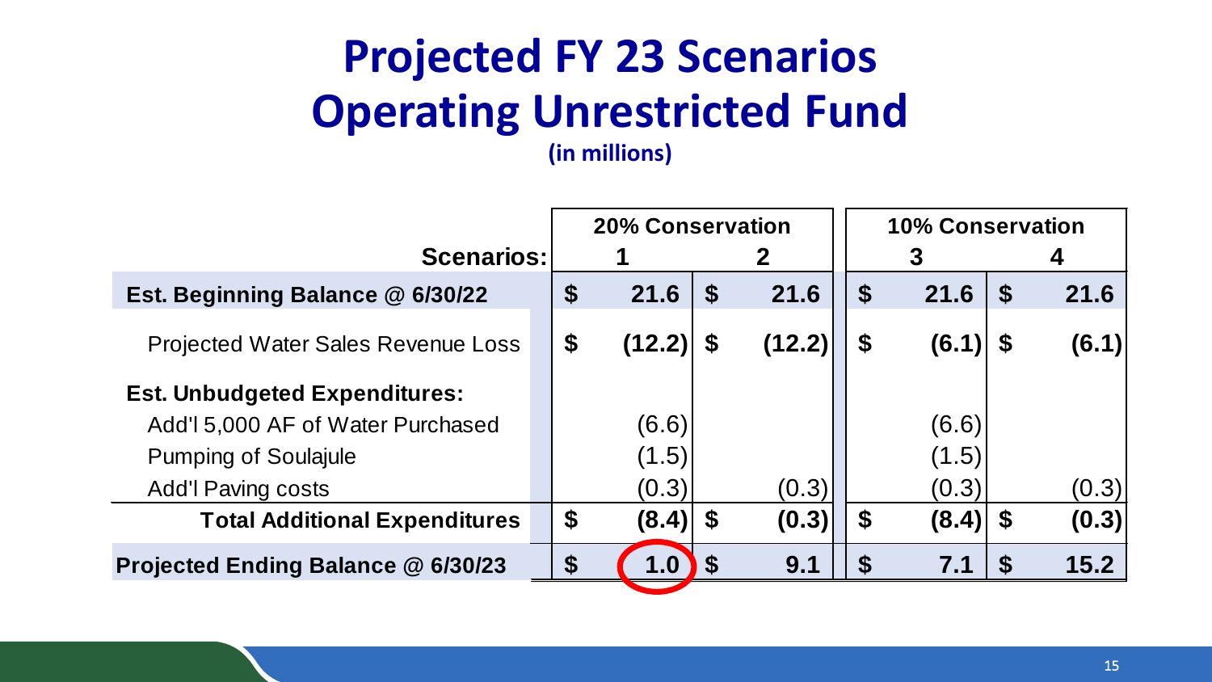# Projected FY 23 Scenarios
# Operating Unrestricted Fund

**(in millions)**

| | 20% Conservation | | 10% Conservation | |
|---|---|---|---|---|
| **Scenarios:** | **1** | **2** | **3** | **4** |
| **Est. Beginning Balance @ 6/30/22** | **$ 21.6** | **$ 21.6** | **$ 21.6** | **$ 21.6** |
| Projected Water Sales Revenue Loss | **$ (12.2)** | **$ (12.2)** | **$ (6.1)** | **$ (6.1)** |
| **Est. Unbudgeted Expenditures:** | | | | |
| Add'l 5,000 AF of Water Purchased | (6.6) | | (6.6) | |
| Pumping of Soulajule | (1.5) | | (1.5) | |
| Add'l Paving costs | (0.3) | (0.3) | (0.3) | (0.3) |
| **Total Additional Expenditures** | **$ (8.4)** | **$ (0.3)** | **$ (8.4)** | **$ (0.3)** |
| **Projected Ending Balance @ 6/30/23** | **$ 1.0** | **$ 9.1** | **$ 7.1** | **$ 15.2** |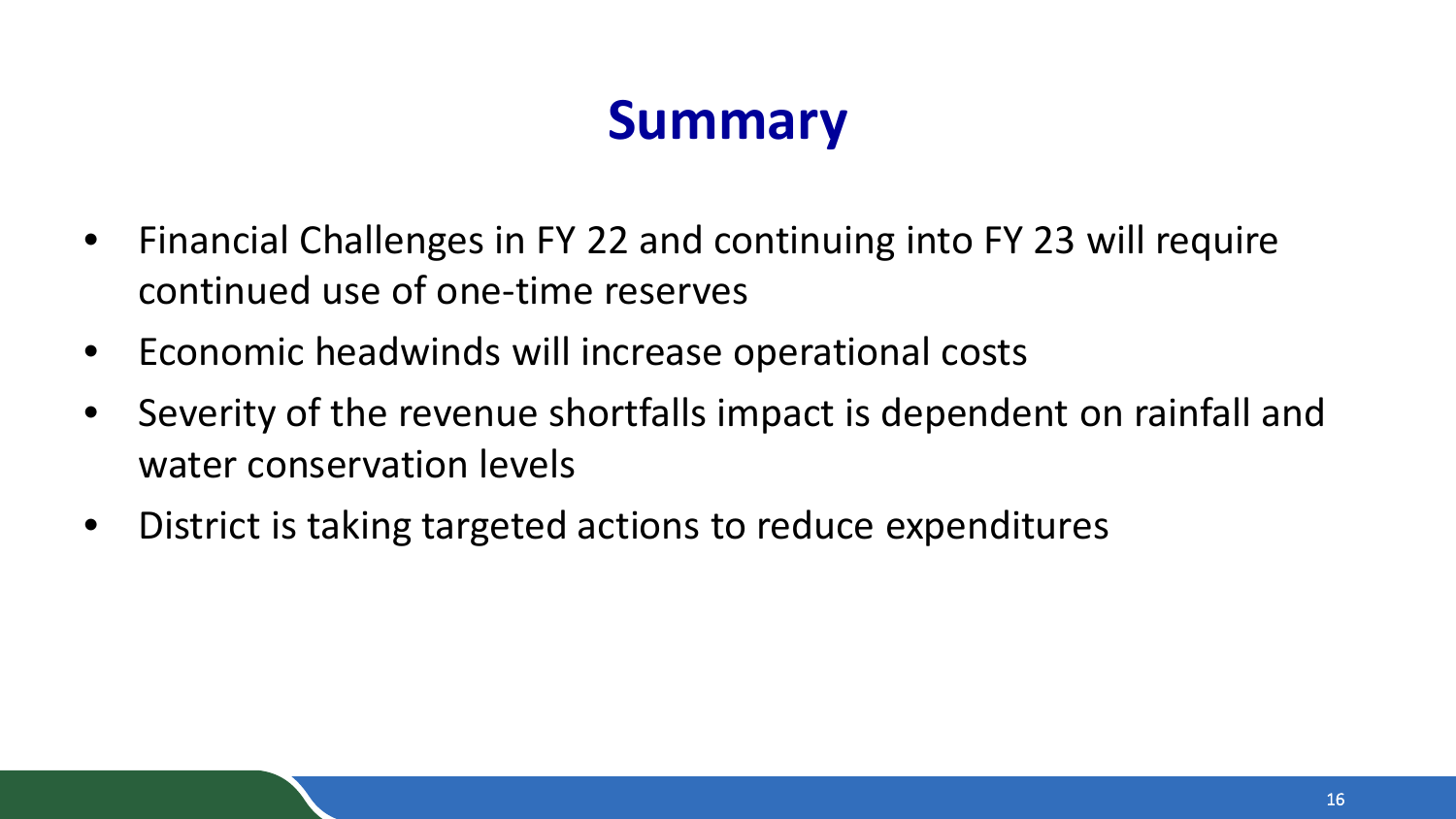# Summary

- Financial Challenges in FY 22 and continuing into FY 23 will require continued use of one-time reserves
- Economic headwinds will increase operational costs
- Severity of the revenue shortfalls impact is dependent on rainfall and water conservation levels
- District is taking targeted actions to reduce expenditures